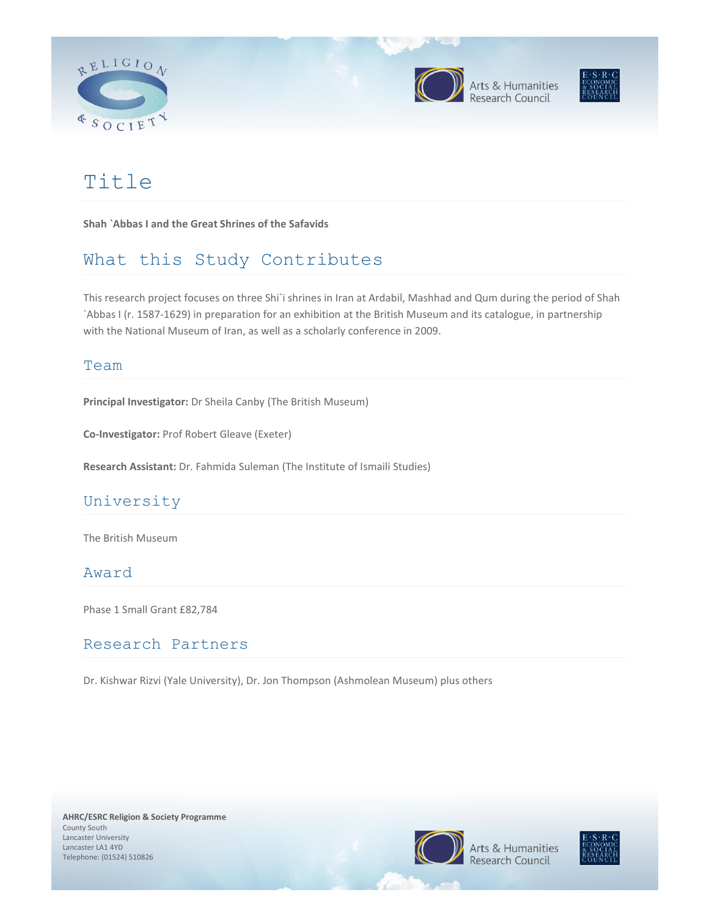# Title

**Shah `Abbas I and the Great Shrines of the Safavids**

## What this Study Contributes

This research project focuses on three Shi`i shrines in Iran at Ardabil, Mashhad and Qum during the period of Shah `Abbas I (r. 1587-1629) in preparation for an exhibition at the British Museum and its catalogue, in partnership with the National Museum of Iran, as well as a scholarly conference in 2009.

### Team

**Principal Investigator:** Dr Sheila Canby (The British Museum)

**Co-Investigator:** Prof Robert Gleave (Exeter)

**Research Assistant:** Dr. Fahmida Suleman (The Institute of Ismaili Studies)

## University

The British Museum

### Award

Phase 1 Small Grant £82,784

### Research Partners

Dr. Kishwar Rizvi (Yale University), Dr. Jon Thompson (Ashmolean Museum) plus others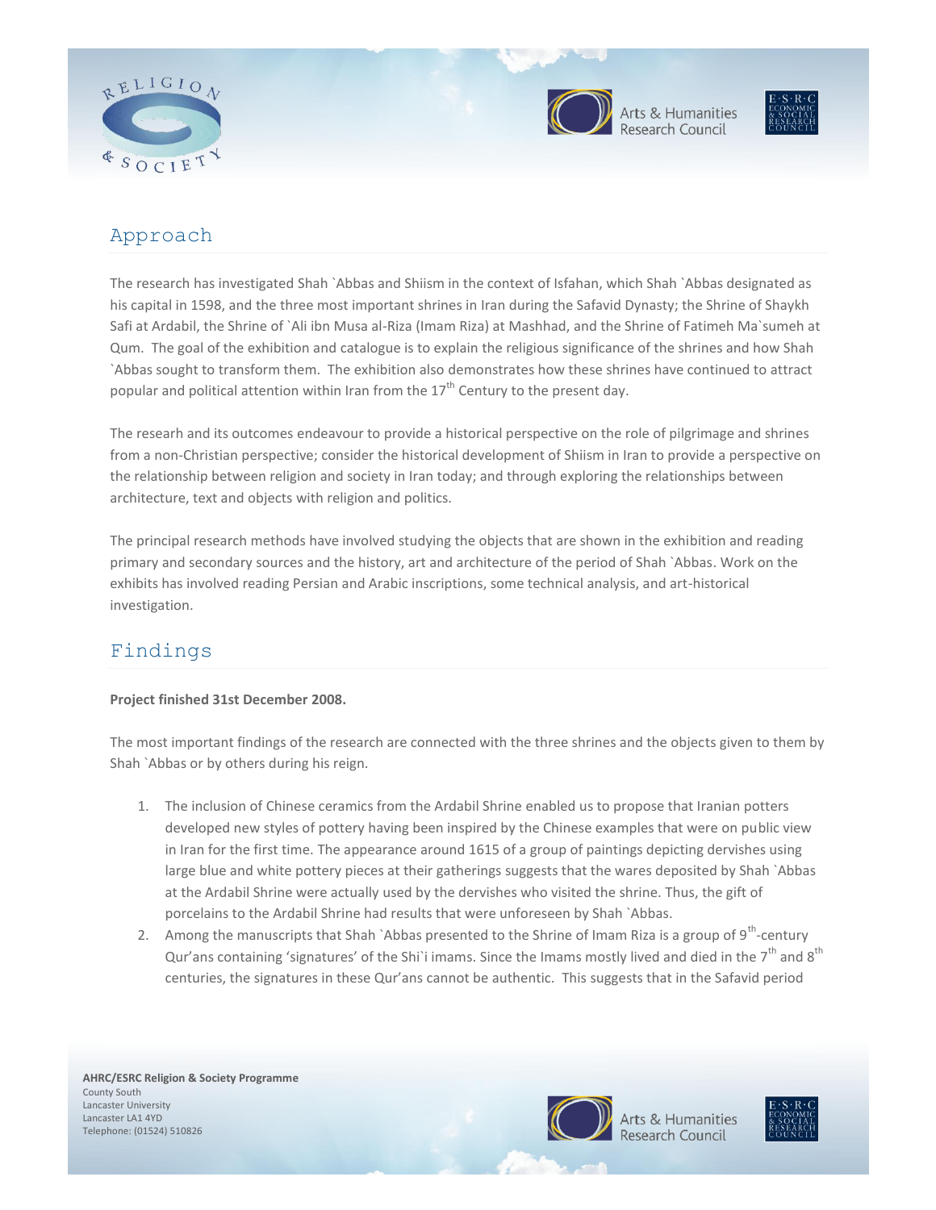## Approach

The research has investigated Shah `Abbas and Shiism in the context of Isfahan, which Shah `Abbas designated as his capital in 1598, and the three most important shrines in Iran during the Safavid Dynasty; the Shrine of Shaykh Safi at Ardabil, the Shrine of `Ali ibn Musa al-Riza (Imam Riza) at Mashhad, and the Shrine of Fatimeh Ma`sumeh at Qum. The goal of the exhibition and catalogue is to explain the religious significance of the shrines and how Shah `Abbas sought to transform them. The exhibition also demonstrates how these shrines have continued to attract popular and political attention within Iran from the 17th Century to the present day.

The researh and its outcomes endeavour to provide a historical perspective on the role of pilgrimage and shrines from a non-Christian perspective; consider the historical development of Shiism in Iran to provide a perspective on the relationship between religion and society in Iran today; and through exploring the relationships between architecture, text and objects with religion and politics.

The principal research methods have involved studying the objects that are shown in the exhibition and reading primary and secondary sources and the history, art and architecture of the period of Shah `Abbas. Work on the exhibits has involved reading Persian and Arabic inscriptions, some technical analysis, and art-historical investigation.

## Findings

**Project finished 31st December 2008.**

The most important findings of the research are connected with the three shrines and the objects given to them by Shah `Abbas or by others during his reign.

1. The inclusion of Chinese ceramics from the Ardabil Shrine enabled us to propose that Iranian potters developed new styles of pottery having been inspired by the Chinese examples that were on public view in Iran for the first time. The appearance around 1615 of a group of paintings depicting dervishes using large blue and white pottery pieces at their gatherings suggests that the wares deposited by Shah `Abbas at the Ardabil Shrine were actually used by the dervishes who visited the shrine. Thus, the gift of porcelains to the Ardabil Shrine had results that were unforeseen by Shah `Abbas.
2. Among the manuscripts that Shah `Abbas presented to the Shrine of Imam Riza is a group of 9th-century Qur'ans containing 'signatures' of the Shi`i imams. Since the Imams mostly lived and died in the 7th and 8th centuries, the signatures in these Qur'ans cannot be authentic. This suggests that in the Safavid period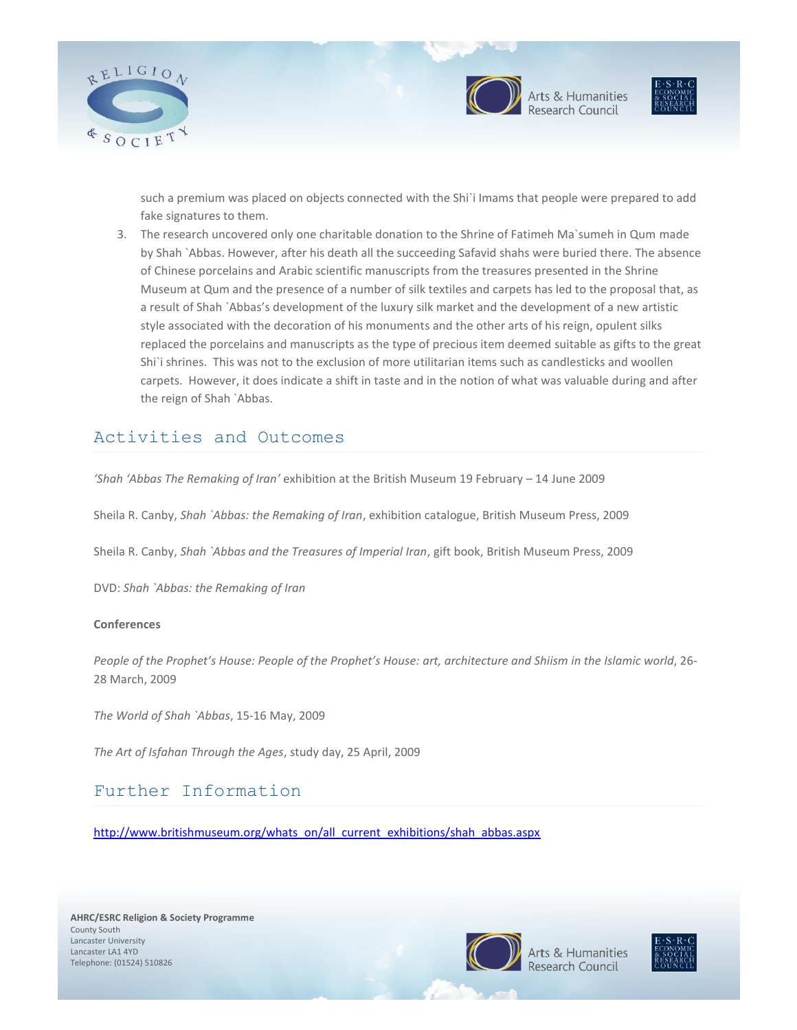such a premium was placed on objects connected with the Shi`i Imams that people were prepared to add fake signatures to them.

3. The research uncovered only one charitable donation to the Shrine of Fatimeh Ma`sumeh in Qum made by Shah `Abbas. However, after his death all the succeeding Safavid shahs were buried there. The absence of Chinese porcelains and Arabic scientific manuscripts from the treasures presented in the Shrine Museum at Qum and the presence of a number of silk textiles and carpets has led to the proposal that, as a result of Shah `Abbas's development of the luxury silk market and the development of a new artistic style associated with the decoration of his monuments and the other arts of his reign, opulent silks replaced the porcelains and manuscripts as the type of precious item deemed suitable as gifts to the great Shi`i shrines. This was not to the exclusion of more utilitarian items such as candlesticks and woollen carpets. However, it does indicate a shift in taste and in the notion of what was valuable during and after the reign of Shah `Abbas.

## Activities and Outcomes

*'Shah 'Abbas The Remaking of Iran'* exhibition at the British Museum 19 February – 14 June 2009

Sheila R. Canby, *Shah `Abbas: the Remaking of Iran*, exhibition catalogue, British Museum Press, 2009

Sheila R. Canby, *Shah `Abbas and the Treasures of Imperial Iran*, gift book, British Museum Press, 2009

DVD: *Shah `Abbas: the Remaking of Iran*

**Conferences**

*People of the Prophet's House: People of the Prophet's House: art, architecture and Shiism in the Islamic world*, 26-28 March, 2009

*The World of Shah `Abbas*, 15-16 May, 2009

*The Art of Isfahan Through the Ages*, study day, 25 April, 2009

## Further Information

http://www.britishmuseum.org/whats_on/all_current_exhibitions/shah_abbas.aspx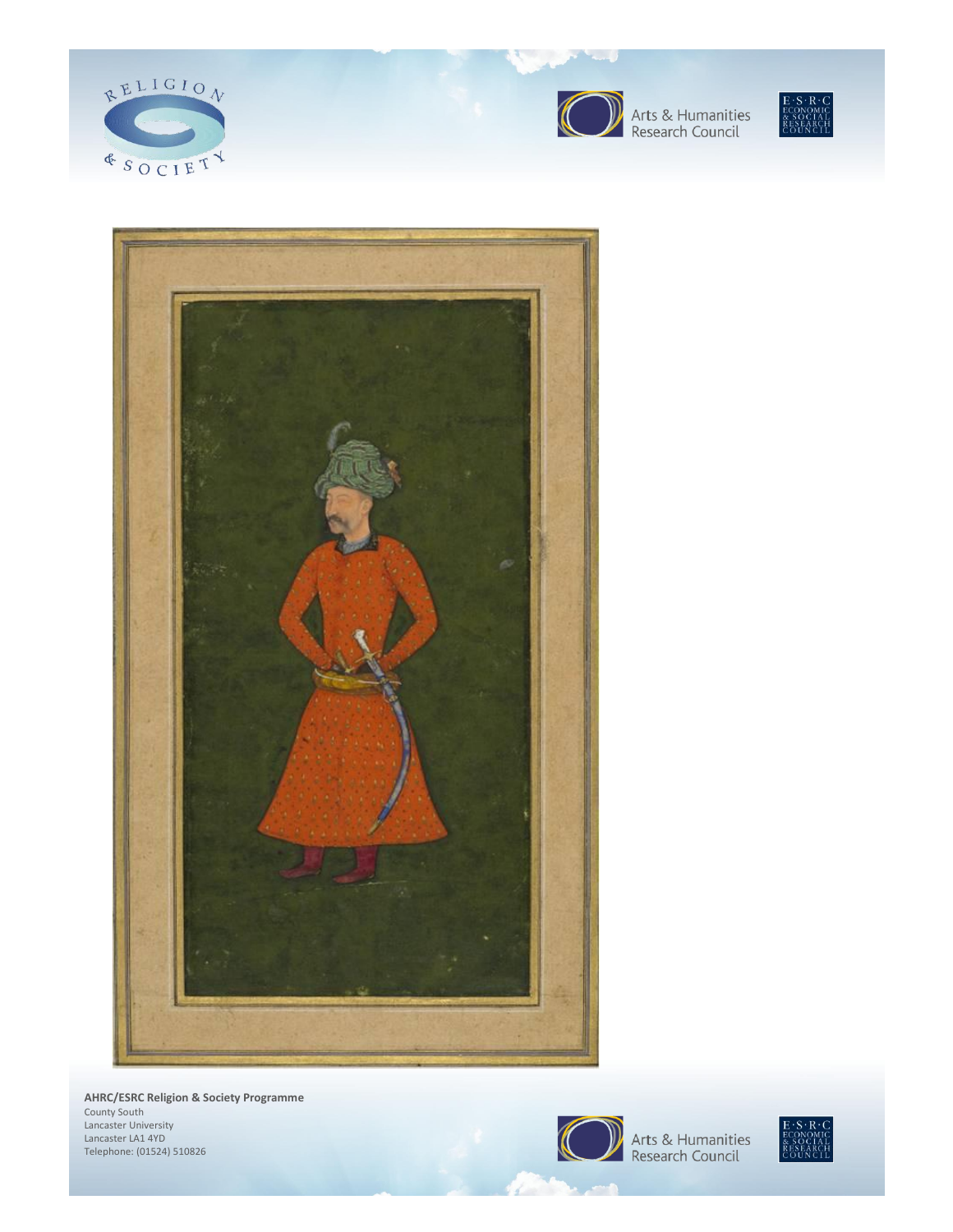**AHRC/ESRC Religion & Society Programme**
County South
Lancaster University
Lancaster LA1 4YD
Telephone: (01524) 510826